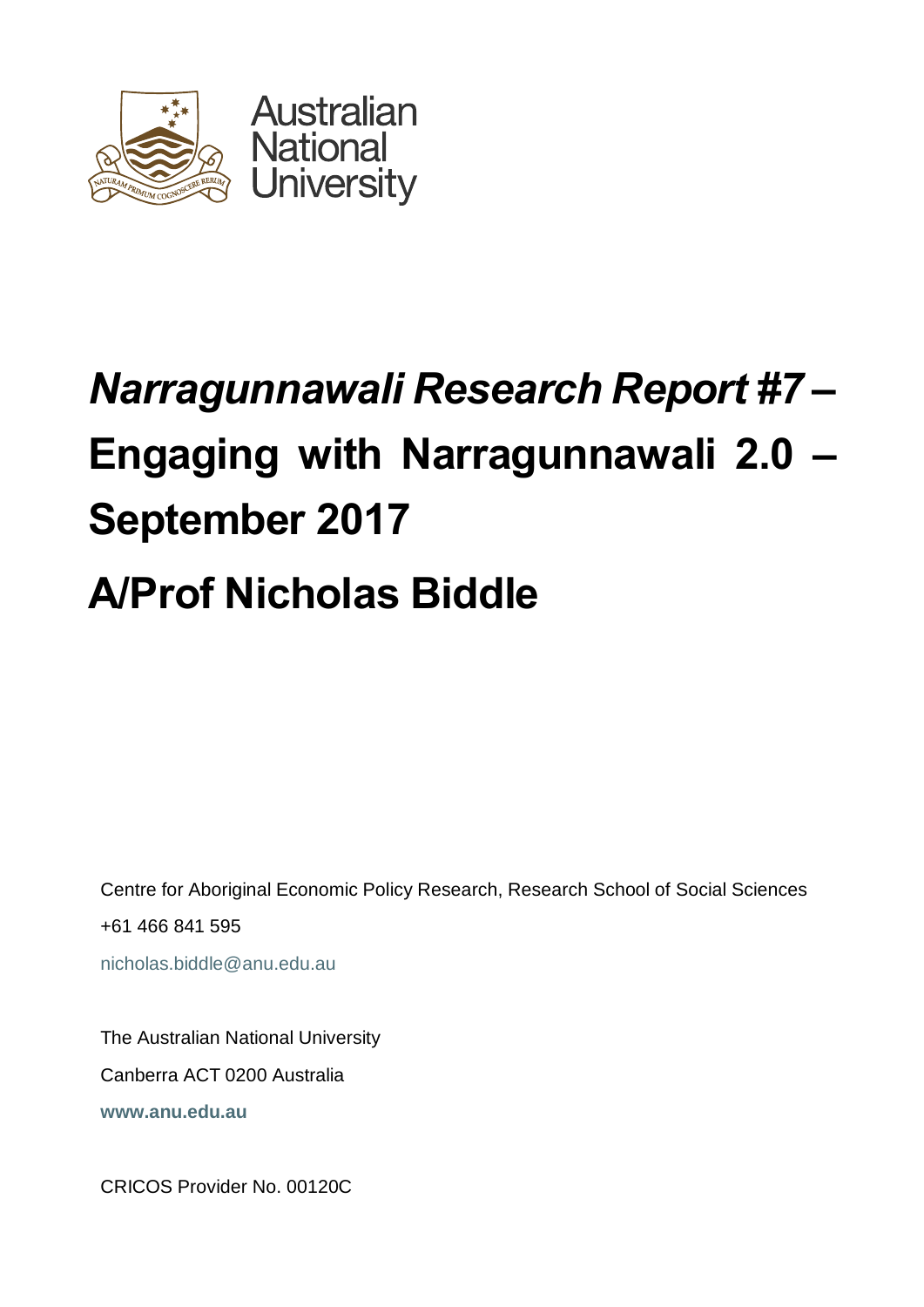Australian National University

# *Narragunnawali Research Report #7* – Engaging with Narragunnawali 2.0 – September 2017

# A/Prof Nicholas Biddle

Centre for Aboriginal Economic Policy Research, Research School of Social Sciences

+61 466 841 595

nicholas.biddle@anu.edu.au

The Australian National University

Canberra ACT 0200 Australia

**www.anu.edu.au**

CRICOS Provider No. 00120C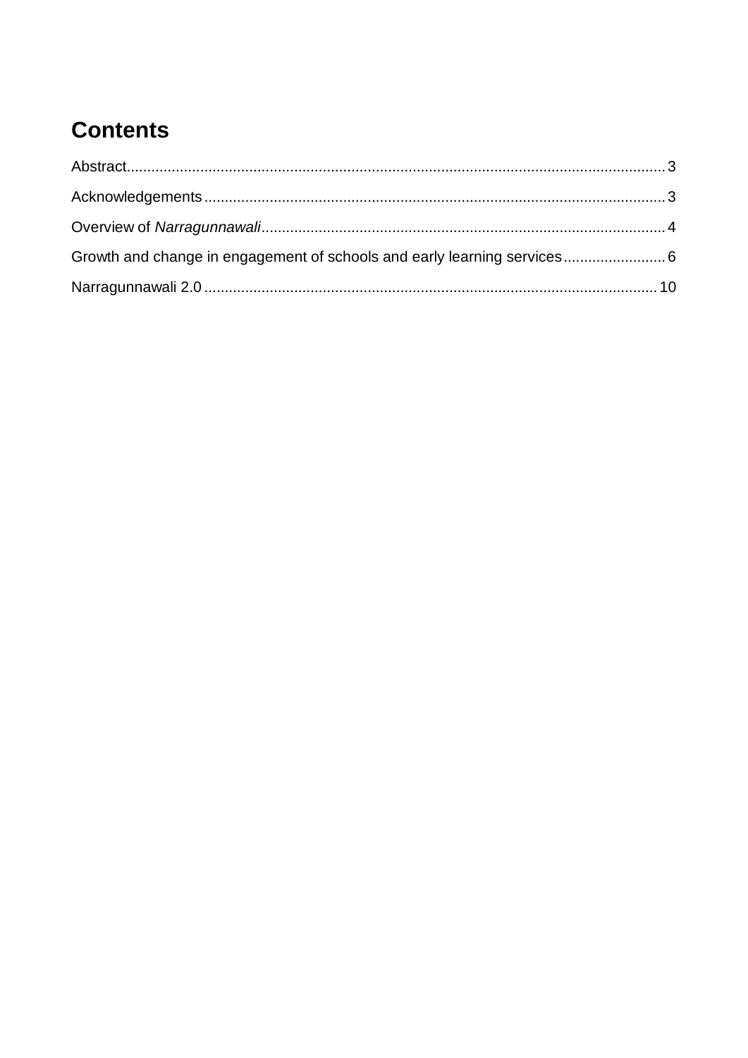# Contents

Abstract ........................................................................................................................ 3

Acknowledgements ....................................................................................................... 3

Overview of *Narragunnawali* ....................................................................................... 4

Growth and change in engagement of schools and early learning services ......................... 6

Narragunnawali 2.0 ..................................................................................................... 10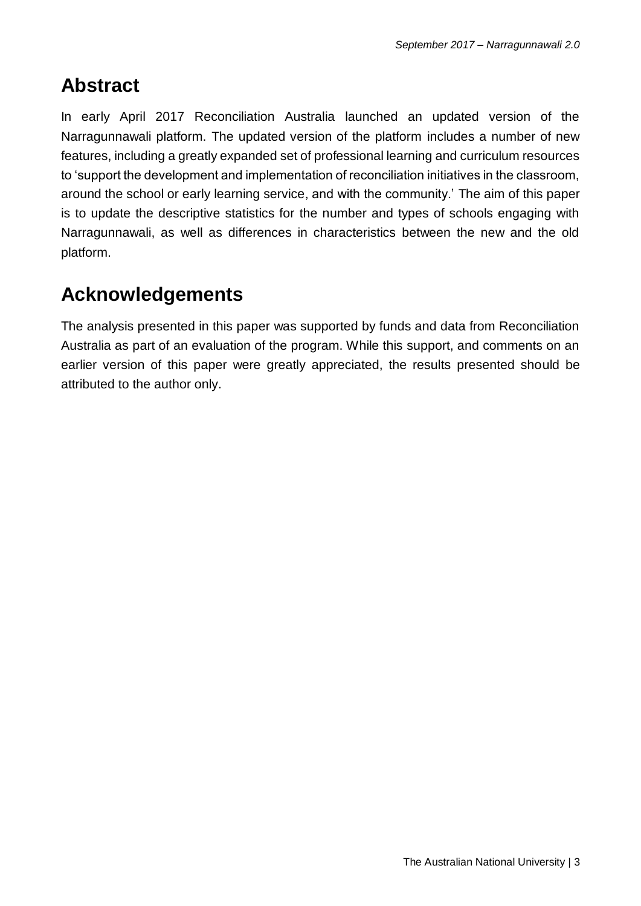## Abstract

In early April 2017 Reconciliation Australia launched an updated version of the Narragunnawali platform. The updated version of the platform includes a number of new features, including a greatly expanded set of professional learning and curriculum resources to 'support the development and implementation of reconciliation initiatives in the classroom, around the school or early learning service, and with the community.' The aim of this paper is to update the descriptive statistics for the number and types of schools engaging with Narragunnawali, as well as differences in characteristics between the new and the old platform.

## Acknowledgements

The analysis presented in this paper was supported by funds and data from Reconciliation Australia as part of an evaluation of the program. While this support, and comments on an earlier version of this paper were greatly appreciated, the results presented should be attributed to the author only.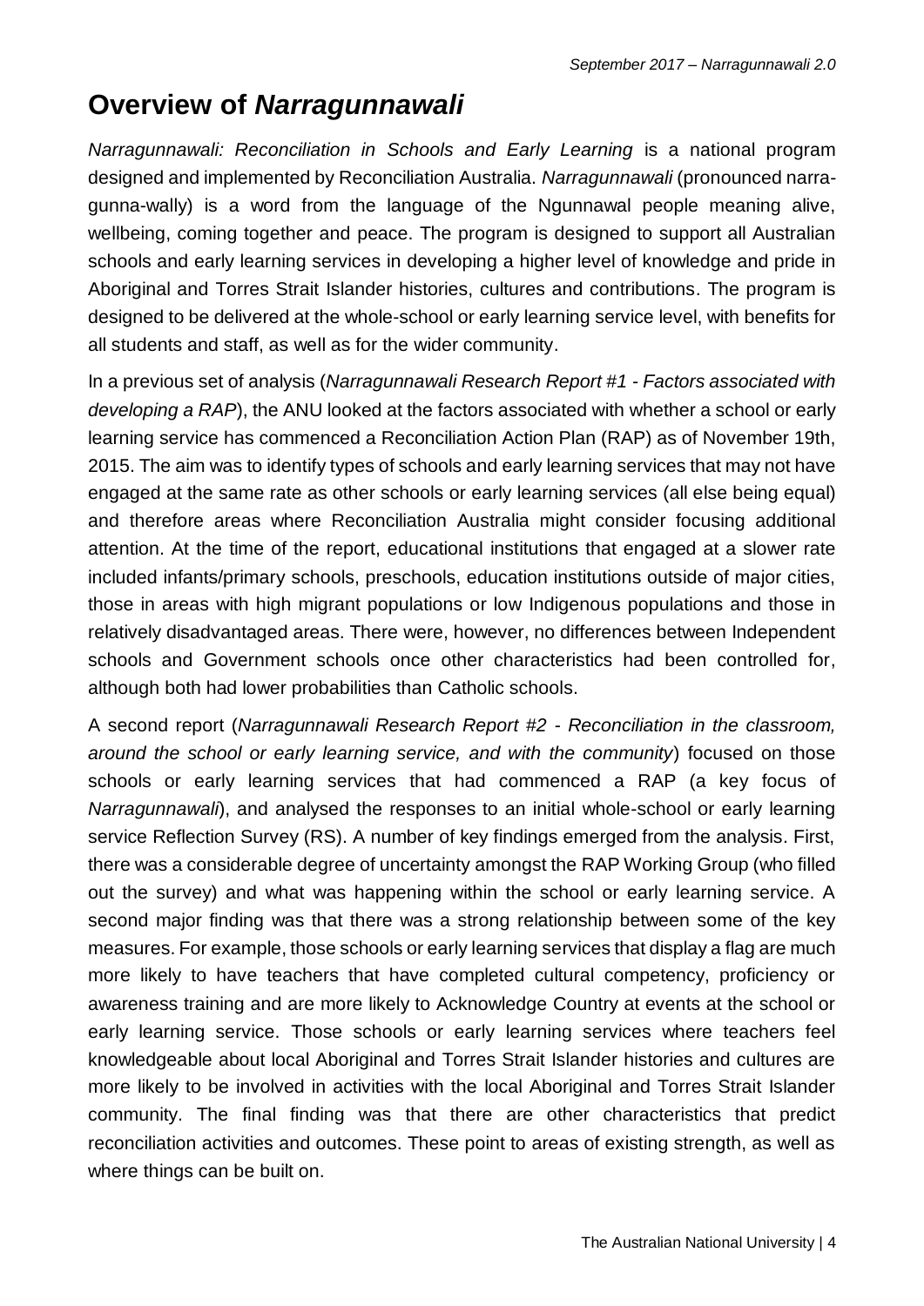## Overview of *Narragunnawali*

*Narragunnawali: Reconciliation in Schools and Early Learning* is a national program designed and implemented by Reconciliation Australia. *Narragunnawali* (pronounced narra-gunna-wally) is a word from the language of the Ngunnawal people meaning alive, wellbeing, coming together and peace. The program is designed to support all Australian schools and early learning services in developing a higher level of knowledge and pride in Aboriginal and Torres Strait Islander histories, cultures and contributions. The program is designed to be delivered at the whole-school or early learning service level, with benefits for all students and staff, as well as for the wider community.

In a previous set of analysis (*Narragunnawali Research Report #1 - Factors associated with developing a RAP*), the ANU looked at the factors associated with whether a school or early learning service has commenced a Reconciliation Action Plan (RAP) as of November 19th, 2015. The aim was to identify types of schools and early learning services that may not have engaged at the same rate as other schools or early learning services (all else being equal) and therefore areas where Reconciliation Australia might consider focusing additional attention. At the time of the report, educational institutions that engaged at a slower rate included infants/primary schools, preschools, education institutions outside of major cities, those in areas with high migrant populations or low Indigenous populations and those in relatively disadvantaged areas. There were, however, no differences between Independent schools and Government schools once other characteristics had been controlled for, although both had lower probabilities than Catholic schools.

A second report (*Narragunnawali Research Report #2 - Reconciliation in the classroom, around the school or early learning service, and with the community*) focused on those schools or early learning services that had commenced a RAP (a key focus of *Narragunnawali*), and analysed the responses to an initial whole-school or early learning service Reflection Survey (RS). A number of key findings emerged from the analysis. First, there was a considerable degree of uncertainty amongst the RAP Working Group (who filled out the survey) and what was happening within the school or early learning service. A second major finding was that there was a strong relationship between some of the key measures. For example, those schools or early learning services that display a flag are much more likely to have teachers that have completed cultural competency, proficiency or awareness training and are more likely to Acknowledge Country at events at the school or early learning service. Those schools or early learning services where teachers feel knowledgeable about local Aboriginal and Torres Strait Islander histories and cultures are more likely to be involved in activities with the local Aboriginal and Torres Strait Islander community. The final finding was that there are other characteristics that predict reconciliation activities and outcomes. These point to areas of existing strength, as well as where things can be built on.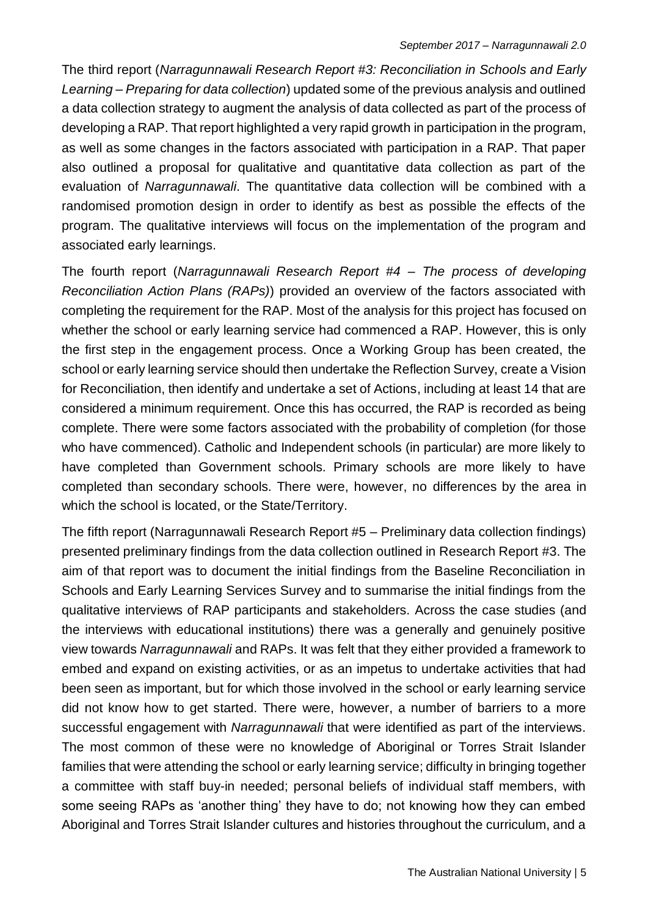The third report (*Narragunnawali Research Report #3: Reconciliation in Schools and Early Learning – Preparing for data collection*) updated some of the previous analysis and outlined a data collection strategy to augment the analysis of data collected as part of the process of developing a RAP. That report highlighted a very rapid growth in participation in the program, as well as some changes in the factors associated with participation in a RAP. That paper also outlined a proposal for qualitative and quantitative data collection as part of the evaluation of *Narragunnawali*. The quantitative data collection will be combined with a randomised promotion design in order to identify as best as possible the effects of the program. The qualitative interviews will focus on the implementation of the program and associated early learnings.

The fourth report (*Narragunnawali Research Report #4 – The process of developing Reconciliation Action Plans (RAPs)*) provided an overview of the factors associated with completing the requirement for the RAP. Most of the analysis for this project has focused on whether the school or early learning service had commenced a RAP. However, this is only the first step in the engagement process. Once a Working Group has been created, the school or early learning service should then undertake the Reflection Survey, create a Vision for Reconciliation, then identify and undertake a set of Actions, including at least 14 that are considered a minimum requirement. Once this has occurred, the RAP is recorded as being complete. There were some factors associated with the probability of completion (for those who have commenced). Catholic and Independent schools (in particular) are more likely to have completed than Government schools. Primary schools are more likely to have completed than secondary schools. There were, however, no differences by the area in which the school is located, or the State/Territory.

The fifth report (Narragunnawali Research Report #5 – Preliminary data collection findings) presented preliminary findings from the data collection outlined in Research Report #3. The aim of that report was to document the initial findings from the Baseline Reconciliation in Schools and Early Learning Services Survey and to summarise the initial findings from the qualitative interviews of RAP participants and stakeholders. Across the case studies (and the interviews with educational institutions) there was a generally and genuinely positive view towards *Narragunnawali* and RAPs. It was felt that they either provided a framework to embed and expand on existing activities, or as an impetus to undertake activities that had been seen as important, but for which those involved in the school or early learning service did not know how to get started. There were, however, a number of barriers to a more successful engagement with *Narragunnawali* that were identified as part of the interviews. The most common of these were no knowledge of Aboriginal or Torres Strait Islander families that were attending the school or early learning service; difficulty in bringing together a committee with staff buy-in needed; personal beliefs of individual staff members, with some seeing RAPs as 'another thing' they have to do; not knowing how they can embed Aboriginal and Torres Strait Islander cultures and histories throughout the curriculum, and a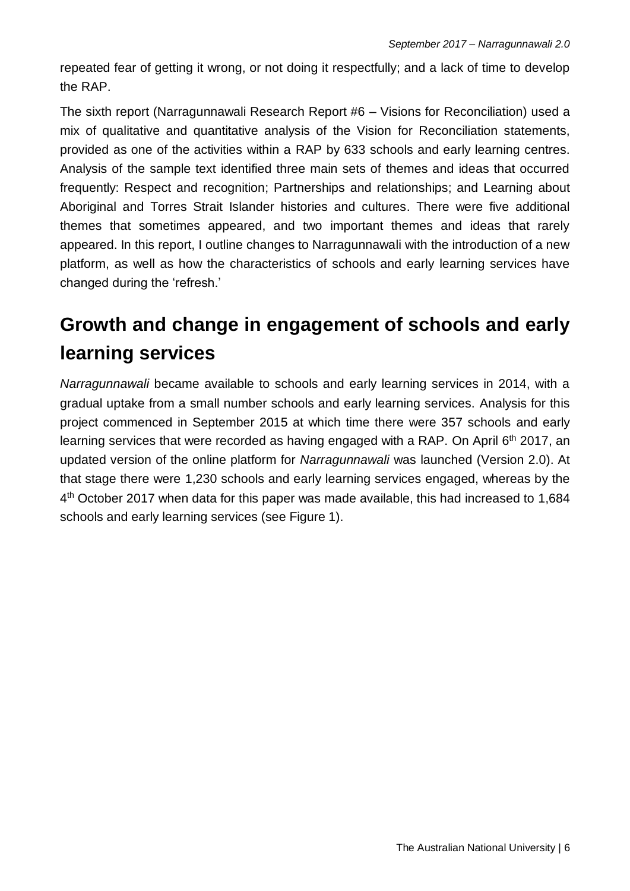repeated fear of getting it wrong, or not doing it respectfully; and a lack of time to develop the RAP.

The sixth report (Narragunnawali Research Report #6 – Visions for Reconciliation) used a mix of qualitative and quantitative analysis of the Vision for Reconciliation statements, provided as one of the activities within a RAP by 633 schools and early learning centres. Analysis of the sample text identified three main sets of themes and ideas that occurred frequently: Respect and recognition; Partnerships and relationships; and Learning about Aboriginal and Torres Strait Islander histories and cultures. There were five additional themes that sometimes appeared, and two important themes and ideas that rarely appeared. In this report, I outline changes to Narragunnawali with the introduction of a new platform, as well as how the characteristics of schools and early learning services have changed during the 'refresh.'

# Growth and change in engagement of schools and early learning services

*Narragunnawali* became available to schools and early learning services in 2014, with a gradual uptake from a small number schools and early learning services. Analysis for this project commenced in September 2015 at which time there were 357 schools and early learning services that were recorded as having engaged with a RAP. On April 6th 2017, an updated version of the online platform for *Narragunnawali* was launched (Version 2.0). At that stage there were 1,230 schools and early learning services engaged, whereas by the 4th October 2017 when data for this paper was made available, this had increased to 1,684 schools and early learning services (see Figure 1).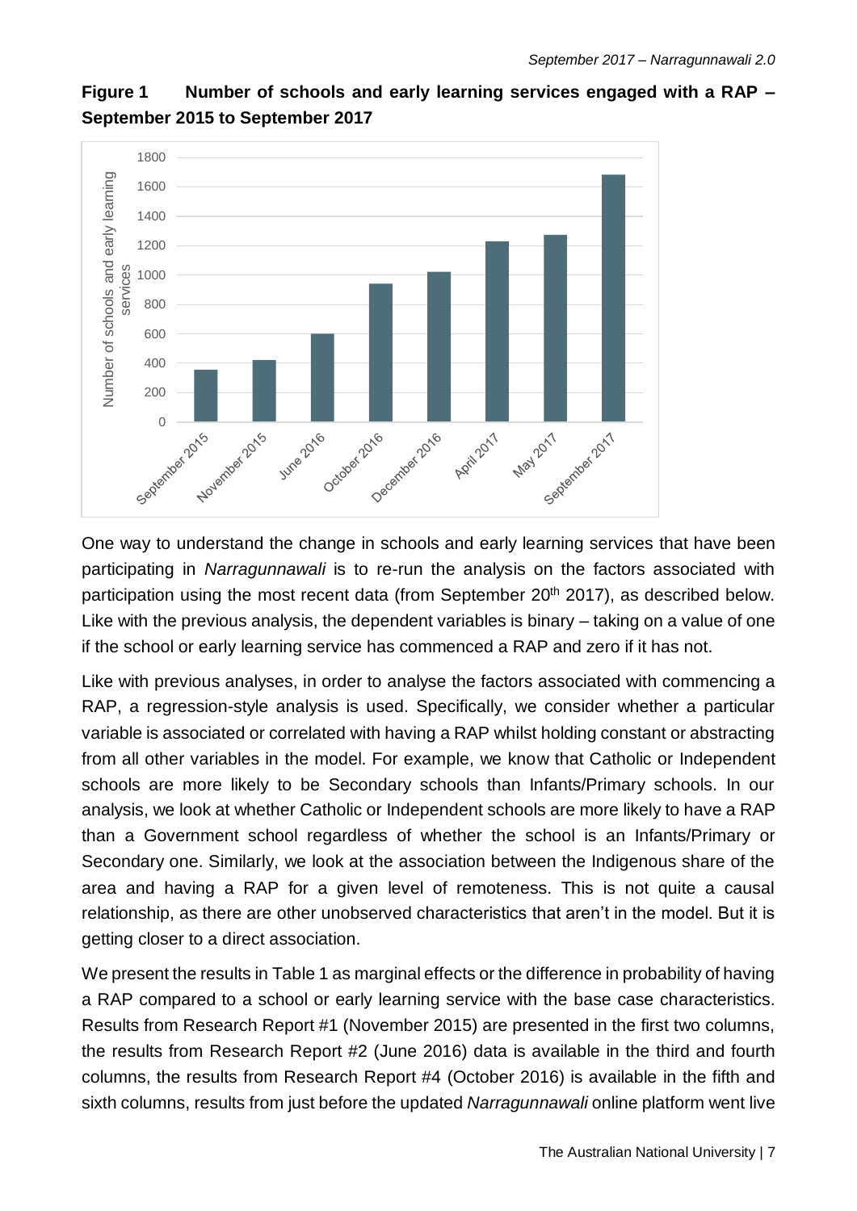**Figure 1 Number of schools and early learning services engaged with a RAP – September 2015 to September 2017**

One way to understand the change in schools and early learning services that have been participating in *Narragunnawali* is to re-run the analysis on the factors associated with participation using the most recent data (from September 20th 2017), as described below. Like with the previous analysis, the dependent variables is binary – taking on a value of one if the school or early learning service has commenced a RAP and zero if it has not.

Like with previous analyses, in order to analyse the factors associated with commencing a RAP, a regression-style analysis is used. Specifically, we consider whether a particular variable is associated or correlated with having a RAP whilst holding constant or abstracting from all other variables in the model. For example, we know that Catholic or Independent schools are more likely to be Secondary schools than Infants/Primary schools. In our analysis, we look at whether Catholic or Independent schools are more likely to have a RAP than a Government school regardless of whether the school is an Infants/Primary or Secondary one. Similarly, we look at the association between the Indigenous share of the area and having a RAP for a given level of remoteness. This is not quite a causal relationship, as there are other unobserved characteristics that aren't in the model. But it is getting closer to a direct association.

We present the results in Table 1 as marginal effects or the difference in probability of having a RAP compared to a school or early learning service with the base case characteristics. Results from Research Report #1 (November 2015) are presented in the first two columns, the results from Research Report #2 (June 2016) data is available in the third and fourth columns, the results from Research Report #4 (October 2016) is available in the fifth and sixth columns, results from just before the updated *Narragunnawali* online platform went live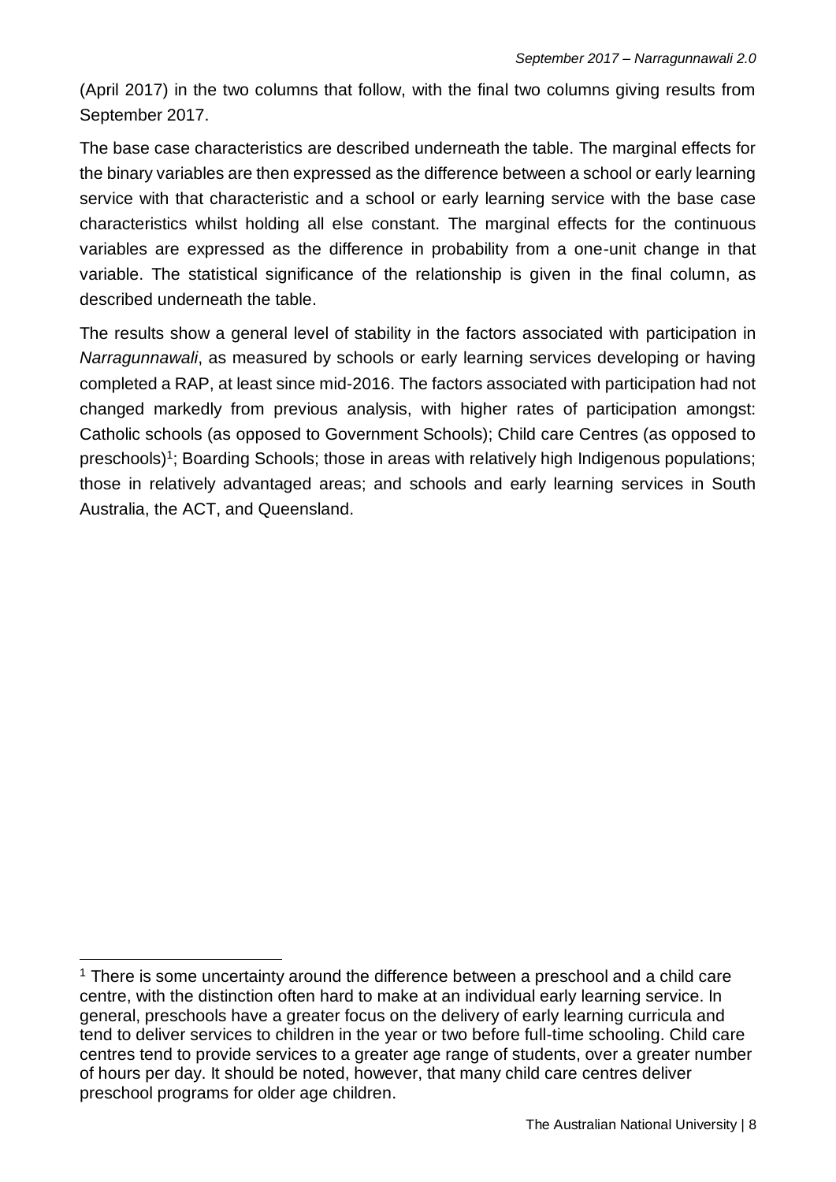(April 2017) in the two columns that follow, with the final two columns giving results from September 2017.

The base case characteristics are described underneath the table. The marginal effects for the binary variables are then expressed as the difference between a school or early learning service with that characteristic and a school or early learning service with the base case characteristics whilst holding all else constant. The marginal effects for the continuous variables are expressed as the difference in probability from a one-unit change in that variable. The statistical significance of the relationship is given in the final column, as described underneath the table.

The results show a general level of stability in the factors associated with participation in *Narragunnawali*, as measured by schools or early learning services developing or having completed a RAP, at least since mid-2016. The factors associated with participation had not changed markedly from previous analysis, with higher rates of participation amongst: Catholic schools (as opposed to Government Schools); Child care Centres (as opposed to preschools)[1]; Boarding Schools; those in areas with relatively high Indigenous populations; those in relatively advantaged areas; and schools and early learning services in South Australia, the ACT, and Queensland.

---

[1] There is some uncertainty around the difference between a preschool and a child care centre, with the distinction often hard to make at an individual early learning service. In general, preschools have a greater focus on the delivery of early learning curricula and tend to deliver services to children in the year or two before full-time schooling. Child care centres tend to provide services to a greater age range of students, over a greater number of hours per day. It should be noted, however, that many child care centres deliver preschool programs for older age children.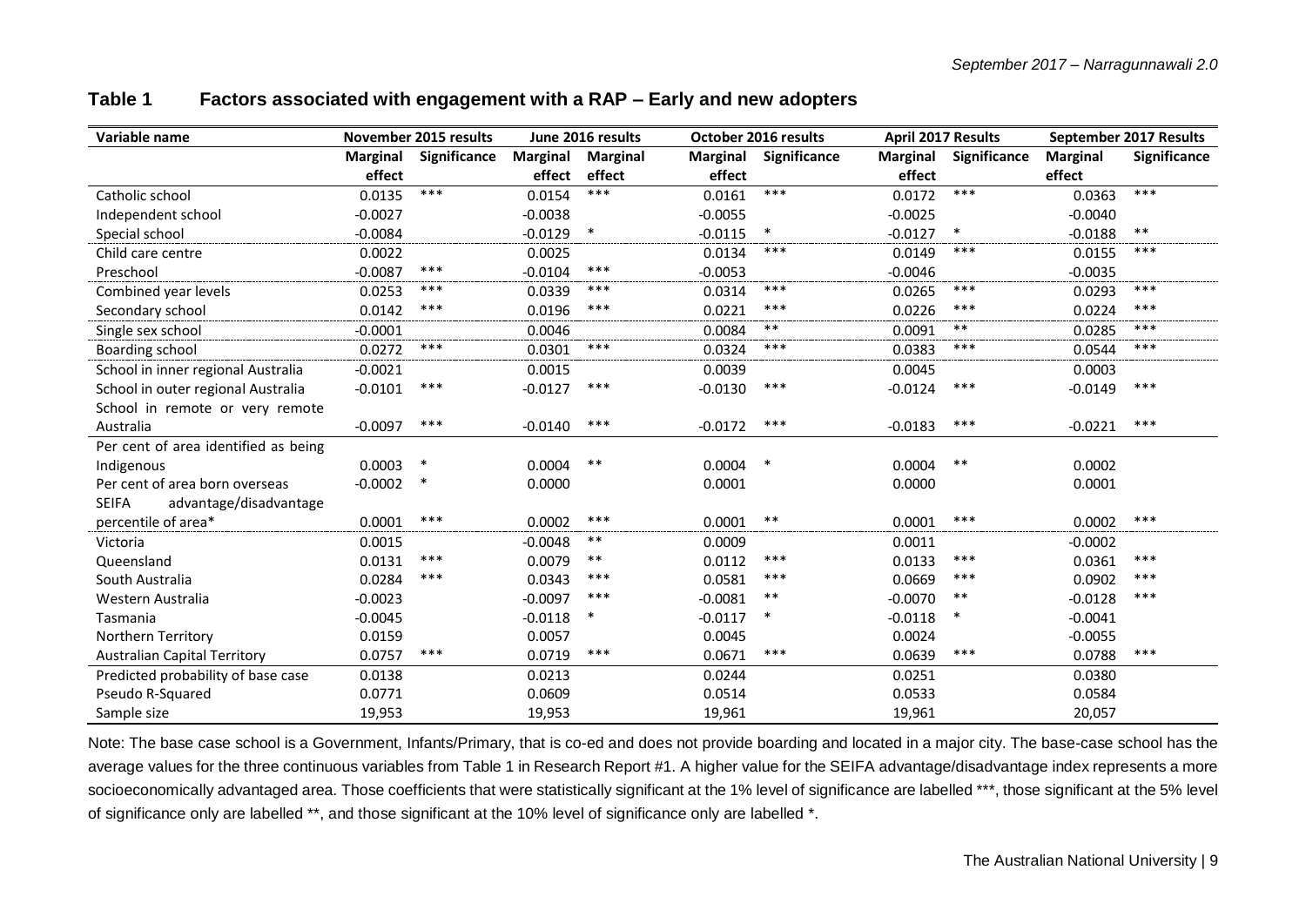## Table 1 Factors associated with engagement with a RAP – Early and new adopters

| Variable name | November 2015 results | | June 2016 results | | October 2016 results | | April 2017 Results | | September 2017 Results | |
|---|---|---|---|---|---|---|---|---|---|---|
| | Marginal effect | Significance | Marginal effect | Marginal effect | Marginal effect | Significance | Marginal effect | Significance | Marginal effect | Significance |
| Catholic school | 0.0135 | *** | 0.0154 | *** | 0.0161 | *** | 0.0172 | *** | 0.0363 | *** |
| Independent school | -0.0027 | | -0.0038 | | -0.0055 | | -0.0025 | | -0.0040 | |
| Special school | -0.0084 | | -0.0129 | * | -0.0115 | * | -0.0127 | * | -0.0188 | ** |
| Child care centre | 0.0022 | | 0.0025 | | 0.0134 | *** | 0.0149 | *** | 0.0155 | *** |
| Preschool | -0.0087 | *** | -0.0104 | *** | -0.0053 | | -0.0046 | | -0.0035 | |
| Combined year levels | 0.0253 | *** | 0.0339 | *** | 0.0314 | *** | 0.0265 | *** | 0.0293 | *** |
| Secondary school | 0.0142 | *** | 0.0196 | *** | 0.0221 | *** | 0.0226 | *** | 0.0224 | *** |
| Single sex school | -0.0001 | | 0.0046 | | 0.0084 | ** | 0.0091 | ** | 0.0285 | *** |
| Boarding school | 0.0272 | *** | 0.0301 | *** | 0.0324 | *** | 0.0383 | *** | 0.0544 | *** |
| School in inner regional Australia | -0.0021 | | 0.0015 | | 0.0039 | | 0.0045 | | 0.0003 | |
| School in outer regional Australia | -0.0101 | *** | -0.0127 | *** | -0.0130 | *** | -0.0124 | *** | -0.0149 | *** |
| School in remote or very remote Australia | -0.0097 | *** | -0.0140 | *** | -0.0172 | *** | -0.0183 | *** | -0.0221 | *** |
| Per cent of area identified as being Indigenous | 0.0003 | * | 0.0004 | ** | 0.0004 | * | 0.0004 | ** | 0.0002 | |
| Per cent of area born overseas | -0.0002 | * | 0.0000 | | 0.0001 | | 0.0000 | | 0.0001 | |
| SEIFA advantage/disadvantage percentile of area* | 0.0001 | *** | 0.0002 | *** | 0.0001 | ** | 0.0001 | *** | 0.0002 | *** |
| Victoria | 0.0015 | | -0.0048 | ** | 0.0009 | | 0.0011 | | -0.0002 | |
| Queensland | 0.0131 | *** | 0.0079 | ** | 0.0112 | *** | 0.0133 | *** | 0.0361 | *** |
| South Australia | 0.0284 | *** | 0.0343 | *** | 0.0581 | *** | 0.0669 | *** | 0.0902 | *** |
| Western Australia | -0.0023 | | -0.0097 | *** | -0.0081 | ** | -0.0070 | ** | -0.0128 | *** |
| Tasmania | -0.0045 | | -0.0118 | * | -0.0117 | * | -0.0118 | * | -0.0041 | |
| Northern Territory | 0.0159 | | 0.0057 | | 0.0045 | | 0.0024 | | -0.0055 | |
| Australian Capital Territory | 0.0757 | *** | 0.0719 | *** | 0.0671 | *** | 0.0639 | *** | 0.0788 | *** |
| Predicted probability of base case | 0.0138 | | 0.0213 | | 0.0244 | | 0.0251 | | 0.0380 | |
| Pseudo R-Squared | 0.0771 | | 0.0609 | | 0.0514 | | 0.0533 | | 0.0584 | |
| Sample size | 19,953 | | 19,953 | | 19,961 | | 19,961 | | 20,057 | |

Note: The base case school is a Government, Infants/Primary, that is co-ed and does not provide boarding and located in a major city. The base-case school has the average values for the three continuous variables from Table 1 in Research Report #1. A higher value for the SEIFA advantage/disadvantage index represents a more socioeconomically advantaged area. Those coefficients that were statistically significant at the 1% level of significance are labelled ***, those significant at the 5% level of significance only are labelled **, and those significant at the 10% level of significance only are labelled *.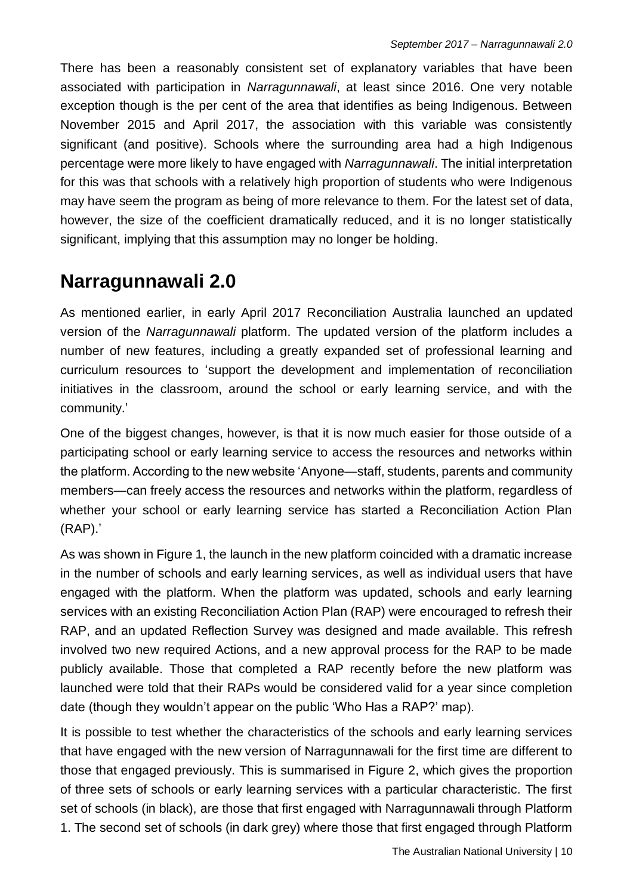There has been a reasonably consistent set of explanatory variables that have been associated with participation in *Narragunnawali*, at least since 2016. One very notable exception though is the per cent of the area that identifies as being Indigenous. Between November 2015 and April 2017, the association with this variable was consistently significant (and positive). Schools where the surrounding area had a high Indigenous percentage were more likely to have engaged with *Narragunnawali*. The initial interpretation for this was that schools with a relatively high proportion of students who were Indigenous may have seem the program as being of more relevance to them. For the latest set of data, however, the size of the coefficient dramatically reduced, and it is no longer statistically significant, implying that this assumption may no longer be holding.

## Narragunnawali 2.0

As mentioned earlier, in early April 2017 Reconciliation Australia launched an updated version of the *Narragunnawali* platform. The updated version of the platform includes a number of new features, including a greatly expanded set of professional learning and curriculum resources to 'support the development and implementation of reconciliation initiatives in the classroom, around the school or early learning service, and with the community.'

One of the biggest changes, however, is that it is now much easier for those outside of a participating school or early learning service to access the resources and networks within the platform. According to the new website 'Anyone—staff, students, parents and community members—can freely access the resources and networks within the platform, regardless of whether your school or early learning service has started a Reconciliation Action Plan (RAP).'

As was shown in Figure 1, the launch in the new platform coincided with a dramatic increase in the number of schools and early learning services, as well as individual users that have engaged with the platform. When the platform was updated, schools and early learning services with an existing Reconciliation Action Plan (RAP) were encouraged to refresh their RAP, and an updated Reflection Survey was designed and made available. This refresh involved two new required Actions, and a new approval process for the RAP to be made publicly available. Those that completed a RAP recently before the new platform was launched were told that their RAPs would be considered valid for a year since completion date (though they wouldn't appear on the public 'Who Has a RAP?' map).

It is possible to test whether the characteristics of the schools and early learning services that have engaged with the new version of Narragunnawali for the first time are different to those that engaged previously. This is summarised in Figure 2, which gives the proportion of three sets of schools or early learning services with a particular characteristic. The first set of schools (in black), are those that first engaged with Narragunnawali through Platform 1. The second set of schools (in dark grey) where those that first engaged through Platform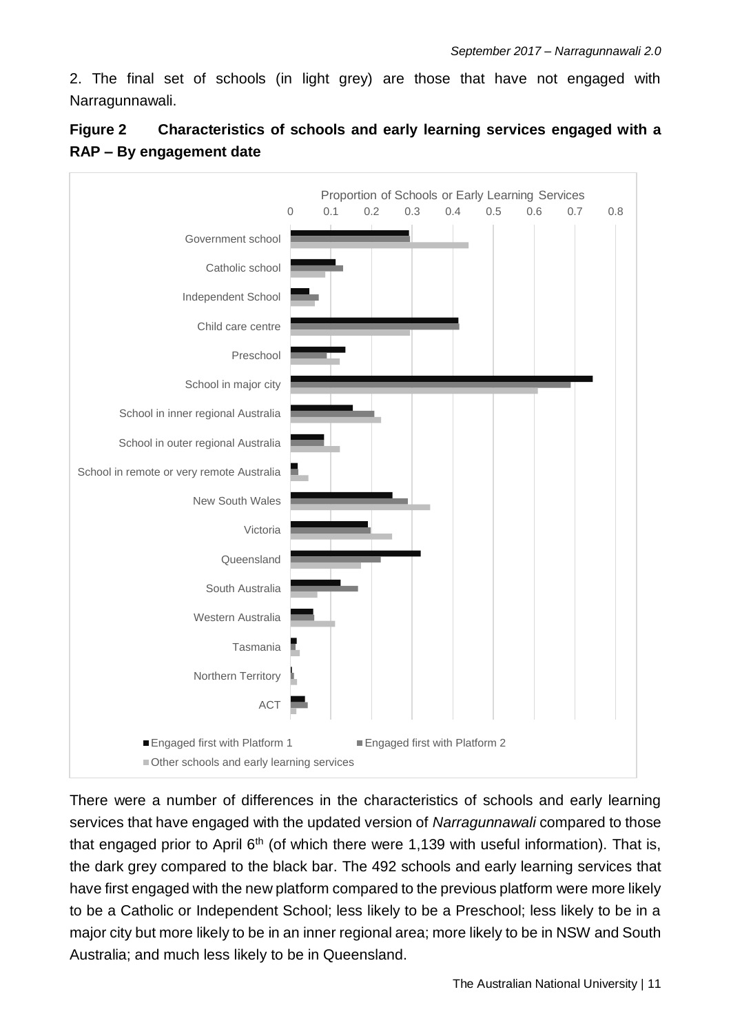2. The final set of schools (in light grey) are those that have not engaged with Narragunnawali.

**Figure 2 Characteristics of schools and early learning services engaged with a RAP – By engagement date**

Proportion of Schools or Early Learning Services

0
0.1
0.2
0.3
0.4
0.5
0.6
0.7
0.8

Government school
Catholic school
Independent School
Child care centre
Preschool
School in major city
School in inner regional Australia
School in outer regional Australia
School in remote or very remote Australia
New South Wales
Victoria
Queensland
South Australia
Western Australia
Tasmania
Northern Territory
ACT

Engaged first with Platform 1
Engaged first with Platform 2
Other schools and early learning services

There were a number of differences in the characteristics of schools and early learning services that have engaged with the updated version of *Narragunnawali* compared to those that engaged prior to April 6th (of which there were 1,139 with useful information). That is, the dark grey compared to the black bar. The 492 schools and early learning services that have first engaged with the new platform compared to the previous platform were more likely to be a Catholic or Independent School; less likely to be a Preschool; less likely to be in a major city but more likely to be in an inner regional area; more likely to be in NSW and South Australia; and much less likely to be in Queensland.